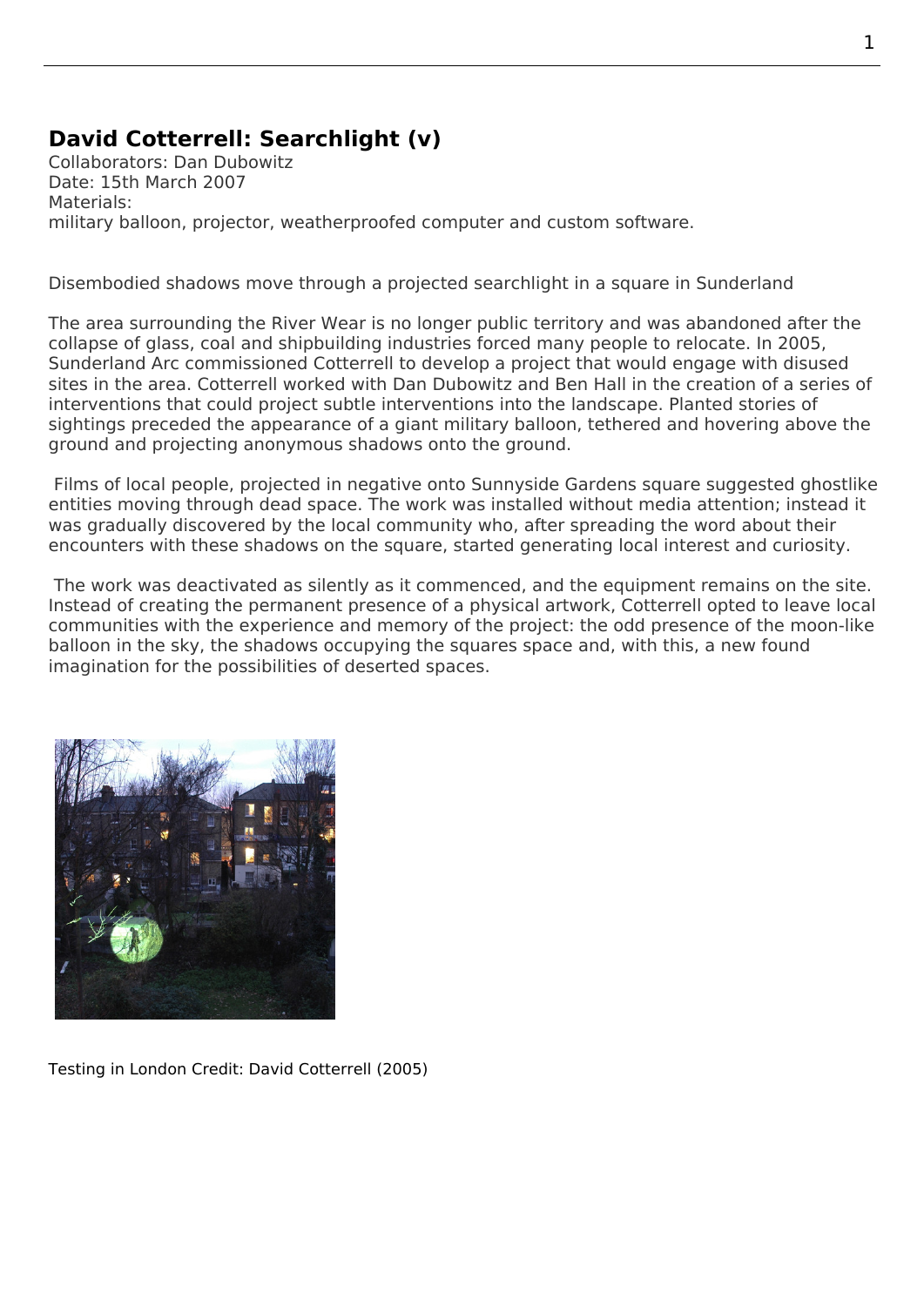## David Cotterrell: Searchlight (v)

Collaborators: Dan Dubowitz
Date: 15th March 2007
Materials:
military balloon, projector, weatherproofed computer and custom software.

Disembodied shadows move through a projected searchlight in a square in Sunderland

The area surrounding the River Wear is no longer public territory and was abandoned after the collapse of glass, coal and shipbuilding industries forced many people to relocate. In 2005, Sunderland Arc commissioned Cotterrell to develop a project that would engage with disused sites in the area. Cotterrell worked with Dan Dubowitz and Ben Hall in the creation of a series of interventions that could project subtle interventions into the landscape. Planted stories of sightings preceded the appearance of a giant military balloon, tethered and hovering above the ground and projecting anonymous shadows onto the ground.

Films of local people, projected in negative onto Sunnyside Gardens square suggested ghostlike entities moving through dead space. The work was installed without media attention; instead it was gradually discovered by the local community who, after spreading the word about their encounters with these shadows on the square, started generating local interest and curiosity.

The work was deactivated as silently as it commenced, and the equipment remains on the site. Instead of creating the permanent presence of a physical artwork, Cotterrell opted to leave local communities with the experience and memory of the project: the odd presence of the moon-like balloon in the sky, the shadows occupying the squares space and, with this, a new found imagination for the possibilities of deserted spaces.

Testing in London Credit: David Cotterrell (2005)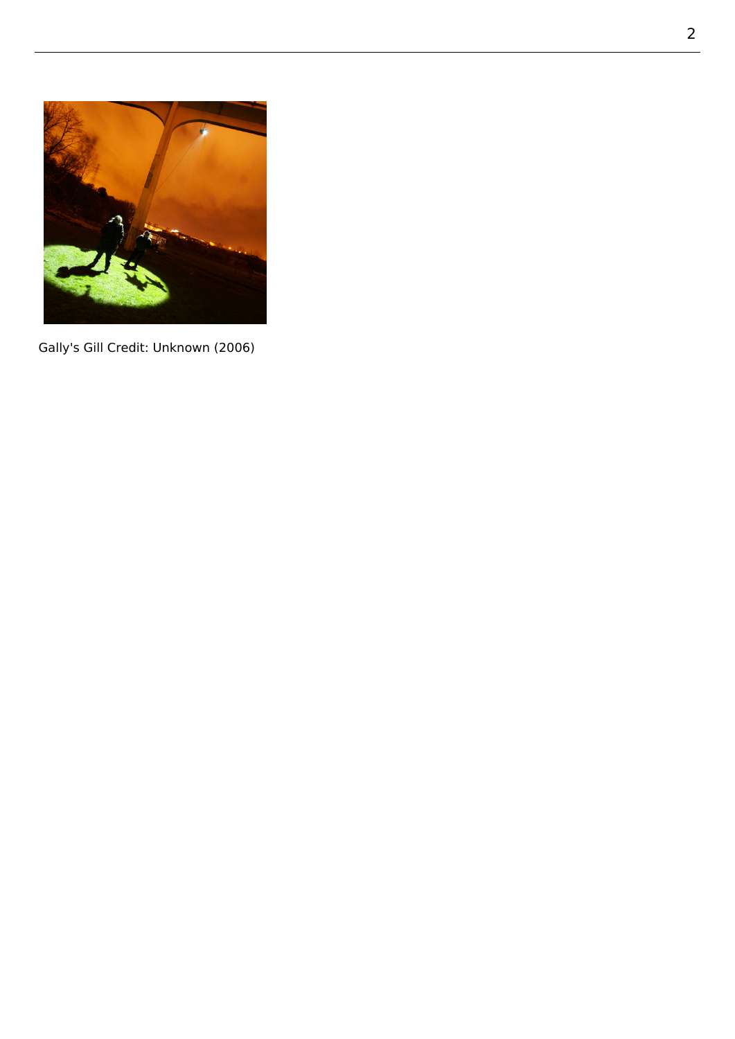Gally's Gill Credit: Unknown (2006)